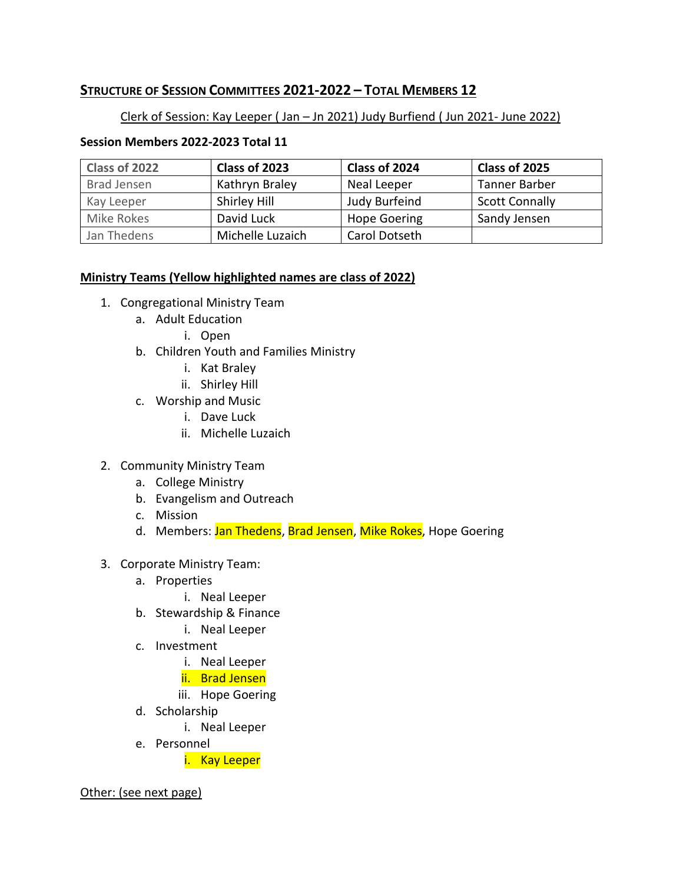## Structure of Session Committees 2021-2022 – Total Members 12

Clerk of Session: Kay Leeper ( Jan – Jn 2021) Judy Burfiend ( Jun 2021- June 2022)

**Session Members 2022-2023 Total 11**

| Class of 2022 | Class of 2023 | Class of 2024 | Class of 2025 |
|---|---|---|---|
| Brad Jensen | Kathryn Braley | Neal Leeper | Tanner Barber |
| Kay Leeper | Shirley Hill | Judy Burfeind | Scott Connally |
| Mike Rokes | David Luck | Hope Goering | Sandy Jensen |
| Jan Thedens | Michelle Luzaich | Carol Dotseth | |

**Ministry Teams (Yellow highlighted names are class of 2022)**

1. Congregational Ministry Team
   a. Adult Education
      i. Open
   b. Children Youth and Families Ministry
      i. Kat Braley
      ii. Shirley Hill
   c. Worship and Music
      i. Dave Luck
      ii. Michelle Luzaich

2. Community Ministry Team
   a. College Ministry
   b. Evangelism and Outreach
   c. Mission
   d. Members: Jan Thedens, Brad Jensen, Mike Rokes, Hope Goering

3. Corporate Ministry Team:
   a. Properties
      i. Neal Leeper
   b. Stewardship & Finance
      i. Neal Leeper
   c. Investment
      i. Neal Leeper
      ii. Brad Jensen
      iii. Hope Goering
   d. Scholarship
      i. Neal Leeper
   e. Personnel
      i. Kay Leeper

Other: (see next page)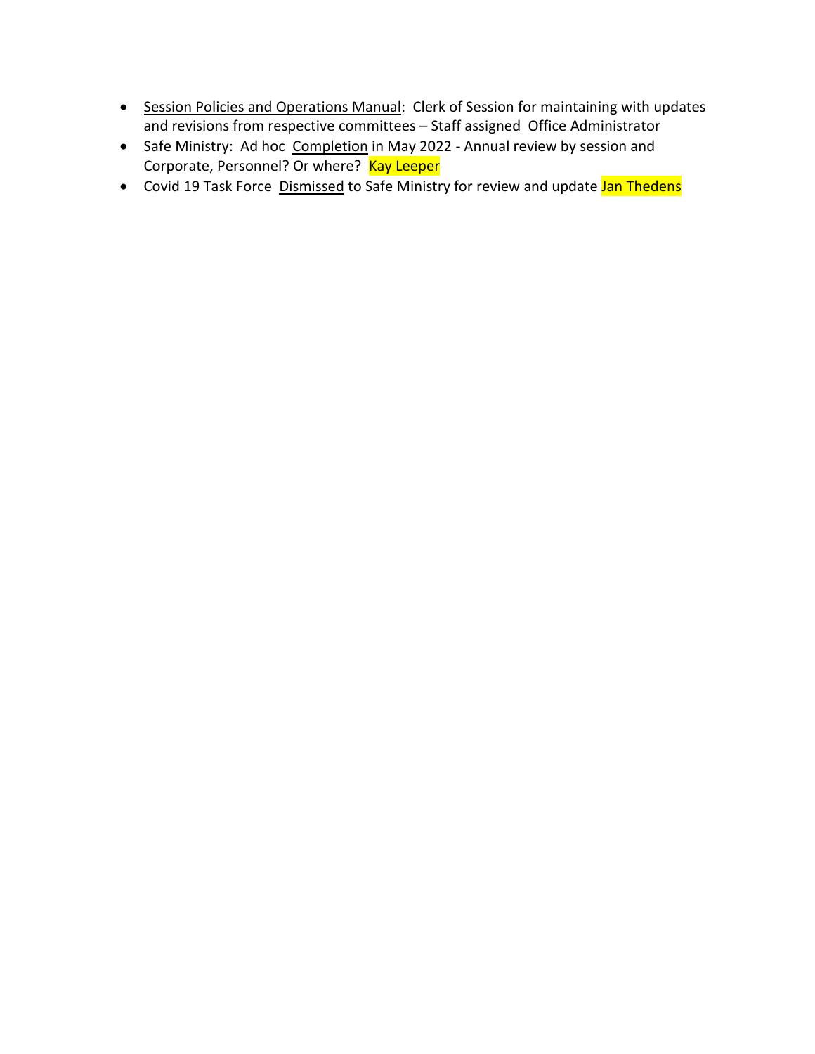- <u>Session Policies and Operations Manual</u>: Clerk of Session for maintaining with updates and revisions from respective committees – Staff assigned Office Administrator
- Safe Ministry: Ad hoc <u>Completion</u> in May 2022 - Annual review by session and Corporate, Personnel? Or where? Kay Leeper
- Covid 19 Task Force <u>Dismissed</u> to Safe Ministry for review and update Jan Thedens